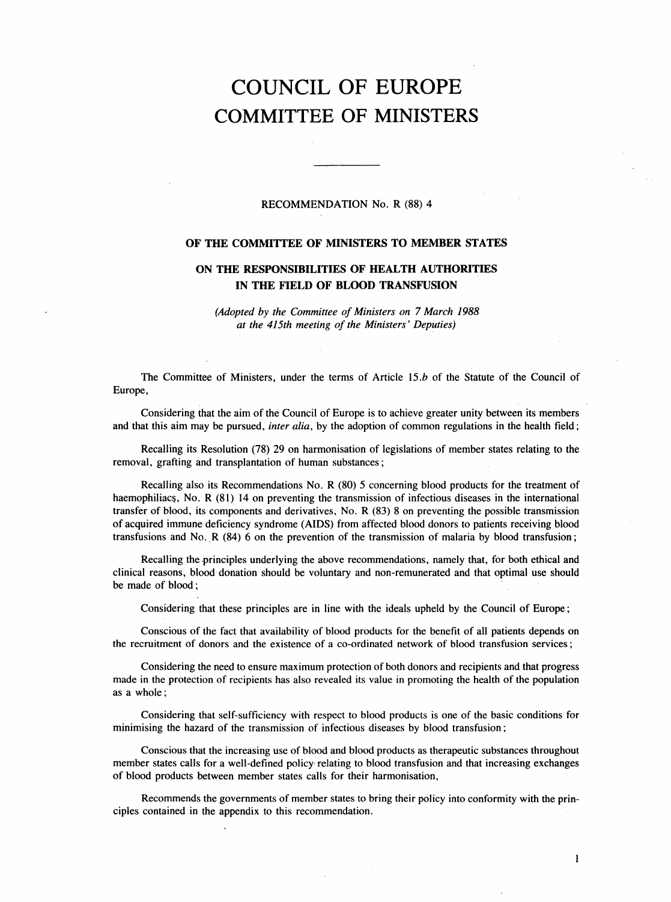# COUNCIL OF EUROPE
# COMMITTEE OF MINISTERS

---

RECOMMENDATION No. R (88) 4

## OF THE COMMITTEE OF MINISTERS TO MEMBER STATES

## ON THE RESPONSIBILITIES OF HEALTH AUTHORITIES IN THE FIELD OF BLOOD TRANSFUSION

*(Adopted by the Committee of Ministers on 7 March 1988 at the 415th meeting of the Ministers' Deputies)*

The Committee of Ministers, under the terms of Article 15.*b* of the Statute of the Council of Europe,

Considering that the aim of the Council of Europe is to achieve greater unity between its members and that this aim may be pursued, *inter alia*, by the adoption of common regulations in the health field;

Recalling its Resolution (78) 29 on harmonisation of legislations of member states relating to the removal, grafting and transplantation of human substances;

Recalling also its Recommendations No. R (80) 5 concerning blood products for the treatment of haemophiliacs, No. R (81) 14 on preventing the transmission of infectious diseases in the international transfer of blood, its components and derivatives, No. R (83) 8 on preventing the possible transmission of acquired immune deficiency syndrome (AIDS) from affected blood donors to patients receiving blood transfusions and No. R (84) 6 on the prevention of the transmission of malaria by blood transfusion;

Recalling the principles underlying the above recommendations, namely that, for both ethical and clinical reasons, blood donation should be voluntary and non-remunerated and that optimal use should be made of blood;

Considering that these principles are in line with the ideals upheld by the Council of Europe;

Conscious of the fact that availability of blood products for the benefit of all patients depends on the recruitment of donors and the existence of a co-ordinated network of blood transfusion services;

Considering the need to ensure maximum protection of both donors and recipients and that progress made in the protection of recipients has also revealed its value in promoting the health of the population as a whole;

Considering that self-sufficiency with respect to blood products is one of the basic conditions for minimising the hazard of the transmission of infectious diseases by blood transfusion;

Conscious that the increasing use of blood and blood products as therapeutic substances throughout member states calls for a well-defined policy relating to blood transfusion and that increasing exchanges of blood products between member states calls for their harmonisation,

Recommends the governments of member states to bring their policy into conformity with the principles contained in the appendix to this recommendation.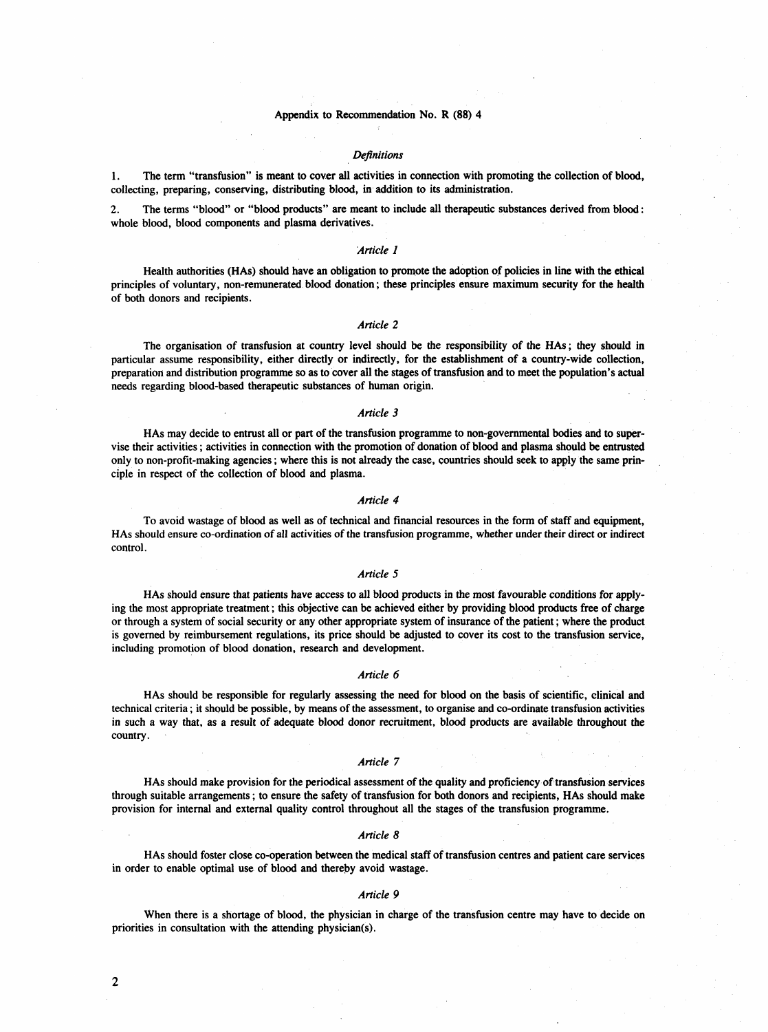# Appendix to Recommendation No. R (88) 4

## *Definitions*

1. The term "transfusion" is meant to cover all activities in connection with promoting the collection of blood, collecting, preparing, conserving, distributing blood, in addition to its administration.

2. The terms "blood" or "blood products" are meant to include all therapeutic substances derived from blood: whole blood, blood components and plasma derivatives.

## *Article 1*

Health authorities (HAs) should have an obligation to promote the adoption of policies in line with the ethical principles of voluntary, non-remunerated blood donation; these principles ensure maximum security for the health of both donors and recipients.

## *Article 2*

The organisation of transfusion at country level should be the responsibility of the HAs; they should in particular assume responsibility, either directly or indirectly, for the establishment of a country-wide collection, preparation and distribution programme so as to cover all the stages of transfusion and to meet the population's actual needs regarding blood-based therapeutic substances of human origin.

## *Article 3*

HAs may decide to entrust all or part of the transfusion programme to non-governmental bodies and to supervise their activities; activities in connection with the promotion of donation of blood and plasma should be entrusted only to non-profit-making agencies; where this is not already the case, countries should seek to apply the same principle in respect of the collection of blood and plasma.

## *Article 4*

To avoid wastage of blood as well as of technical and financial resources in the form of staff and equipment, HAs should ensure co-ordination of all activities of the transfusion programme, whether under their direct or indirect control.

## *Article 5*

HAs should ensure that patients have access to all blood products in the most favourable conditions for applying the most appropriate treatment; this objective can be achieved either by providing blood products free of charge or through a system of social security or any other appropriate system of insurance of the patient; where the product is governed by reimbursement regulations, its price should be adjusted to cover its cost to the transfusion service, including promotion of blood donation, research and development.

## *Article 6*

HAs should be responsible for regularly assessing the need for blood on the basis of scientific, clinical and technical criteria; it should be possible, by means of the assessment, to organise and co-ordinate transfusion activities in such a way that, as a result of adequate blood donor recruitment, blood products are available throughout the country.

## *Article 7*

HAs should make provision for the periodical assessment of the quality and proficiency of transfusion services through suitable arrangements; to ensure the safety of transfusion for both donors and recipients, HAs should make provision for internal and external quality control throughout all the stages of the transfusion programme.

## *Article 8*

HAs should foster close co-operation between the medical staff of transfusion centres and patient care services in order to enable optimal use of blood and thereby avoid wastage.

## *Article 9*

When there is a shortage of blood, the physician in charge of the transfusion centre may have to decide on priorities in consultation with the attending physician(s).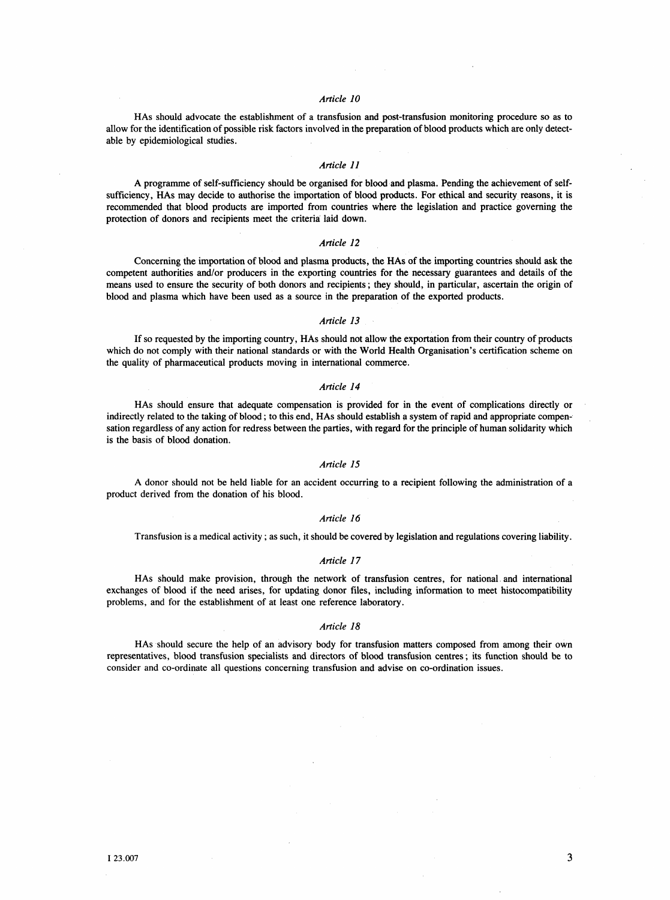*Article 10*

HAs should advocate the establishment of a transfusion and post-transfusion monitoring procedure so as to allow for the identification of possible risk factors involved in the preparation of blood products which are only detectable by epidemiological studies.

*Article 11*

A programme of self-sufficiency should be organised for blood and plasma. Pending the achievement of self-sufficiency, HAs may decide to authorise the importation of blood products. For ethical and security reasons, it is recommended that blood products are imported from countries where the legislation and practice governing the protection of donors and recipients meet the criteria laid down.

*Article 12*

Concerning the importation of blood and plasma products, the HAs of the importing countries should ask the competent authorities and/or producers in the exporting countries for the necessary guarantees and details of the means used to ensure the security of both donors and recipients; they should, in particular, ascertain the origin of blood and plasma which have been used as a source in the preparation of the exported products.

*Article 13*

If so requested by the importing country, HAs should not allow the exportation from their country of products which do not comply with their national standards or with the World Health Organisation's certification scheme on the quality of pharmaceutical products moving in international commerce.

*Article 14*

HAs should ensure that adequate compensation is provided for in the event of complications directly or indirectly related to the taking of blood; to this end, HAs should establish a system of rapid and appropriate compensation regardless of any action for redress between the parties, with regard for the principle of human solidarity which is the basis of blood donation.

*Article 15*

A donor should not be held liable for an accident occurring to a recipient following the administration of a product derived from the donation of his blood.

*Article 16*

Transfusion is a medical activity; as such, it should be covered by legislation and regulations covering liability.

*Article 17*

HAs should make provision, through the network of transfusion centres, for national and international exchanges of blood if the need arises, for updating donor files, including information to meet histocompatibility problems, and for the establishment of at least one reference laboratory.

*Article 18*

HAs should secure the help of an advisory body for transfusion matters composed from among their own representatives, blood transfusion specialists and directors of blood transfusion centres; its function should be to consider and co-ordinate all questions concerning transfusion and advise on co-ordination issues.

I 23.007